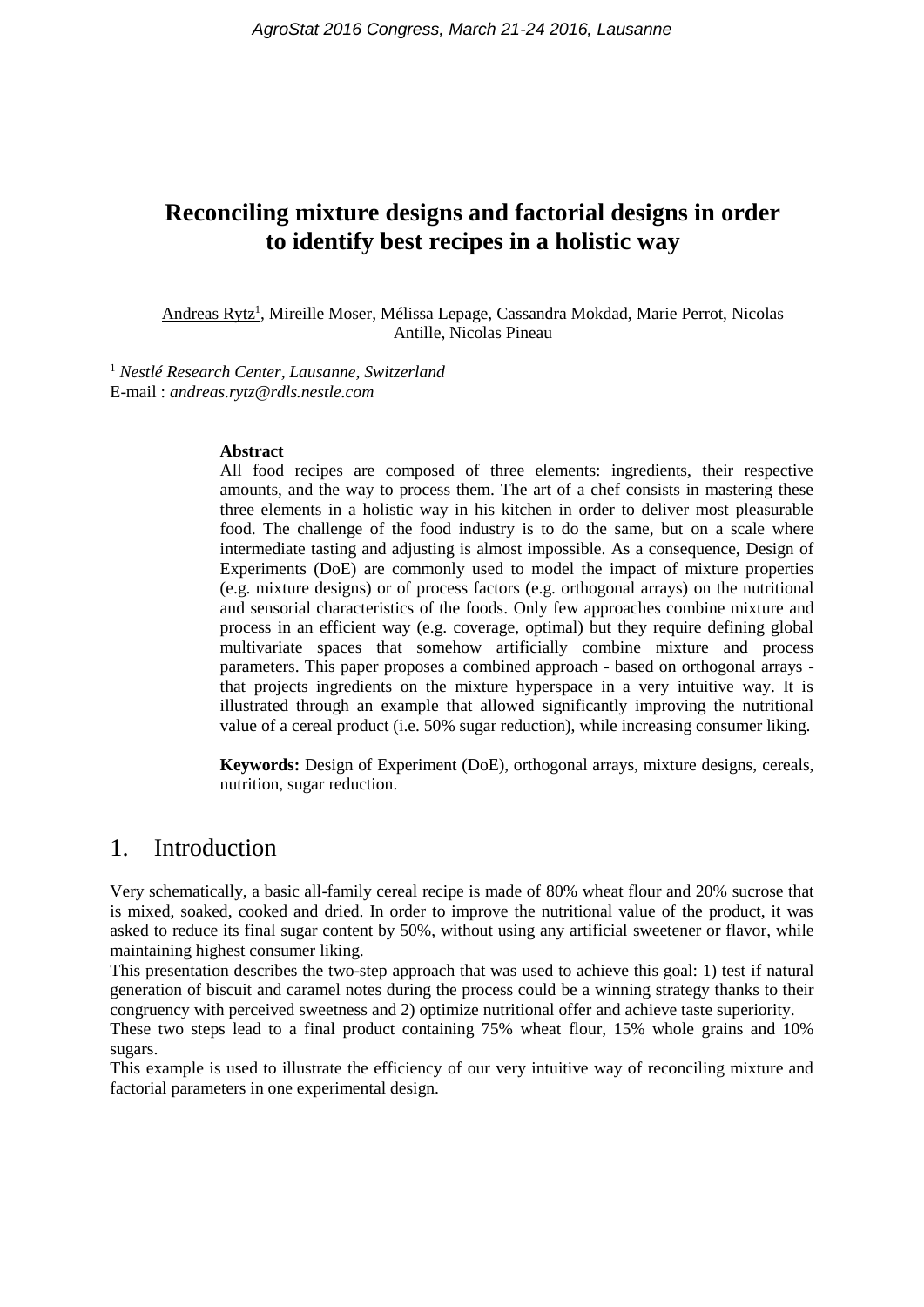# Reconciling mixture designs and factorial designs in order to identify best recipes in a holistic way

Andreas Rytz[1], Mireille Moser, Mélissa Lepage, Cassandra Mokdad, Marie Perrot, Nicolas Antille, Nicolas Pineau

[1] *Nestlé Research Center, Lausanne, Switzerland*
E-mail : *andreas.rytz@rdls.nestle.com*

**Abstract**

All food recipes are composed of three elements: ingredients, their respective amounts, and the way to process them. The art of a chef consists in mastering these three elements in a holistic way in his kitchen in order to deliver most pleasurable food. The challenge of the food industry is to do the same, but on a scale where intermediate tasting and adjusting is almost impossible. As a consequence, Design of Experiments (DoE) are commonly used to model the impact of mixture properties (e.g. mixture designs) or of process factors (e.g. orthogonal arrays) on the nutritional and sensorial characteristics of the foods. Only few approaches combine mixture and process in an efficient way (e.g. coverage, optimal) but they require defining global multivariate spaces that somehow artificially combine mixture and process parameters. This paper proposes a combined approach - based on orthogonal arrays - that projects ingredients on the mixture hyperspace in a very intuitive way. It is illustrated through an example that allowed significantly improving the nutritional value of a cereal product (i.e. 50% sugar reduction), while increasing consumer liking.

**Keywords:** Design of Experiment (DoE), orthogonal arrays, mixture designs, cereals, nutrition, sugar reduction.

## 1. Introduction

Very schematically, a basic all-family cereal recipe is made of 80% wheat flour and 20% sucrose that is mixed, soaked, cooked and dried. In order to improve the nutritional value of the product, it was asked to reduce its final sugar content by 50%, without using any artificial sweetener or flavor, while maintaining highest consumer liking.

This presentation describes the two-step approach that was used to achieve this goal: 1) test if natural generation of biscuit and caramel notes during the process could be a winning strategy thanks to their congruency with perceived sweetness and 2) optimize nutritional offer and achieve taste superiority.

These two steps lead to a final product containing 75% wheat flour, 15% whole grains and 10% sugars.

This example is used to illustrate the efficiency of our very intuitive way of reconciling mixture and factorial parameters in one experimental design.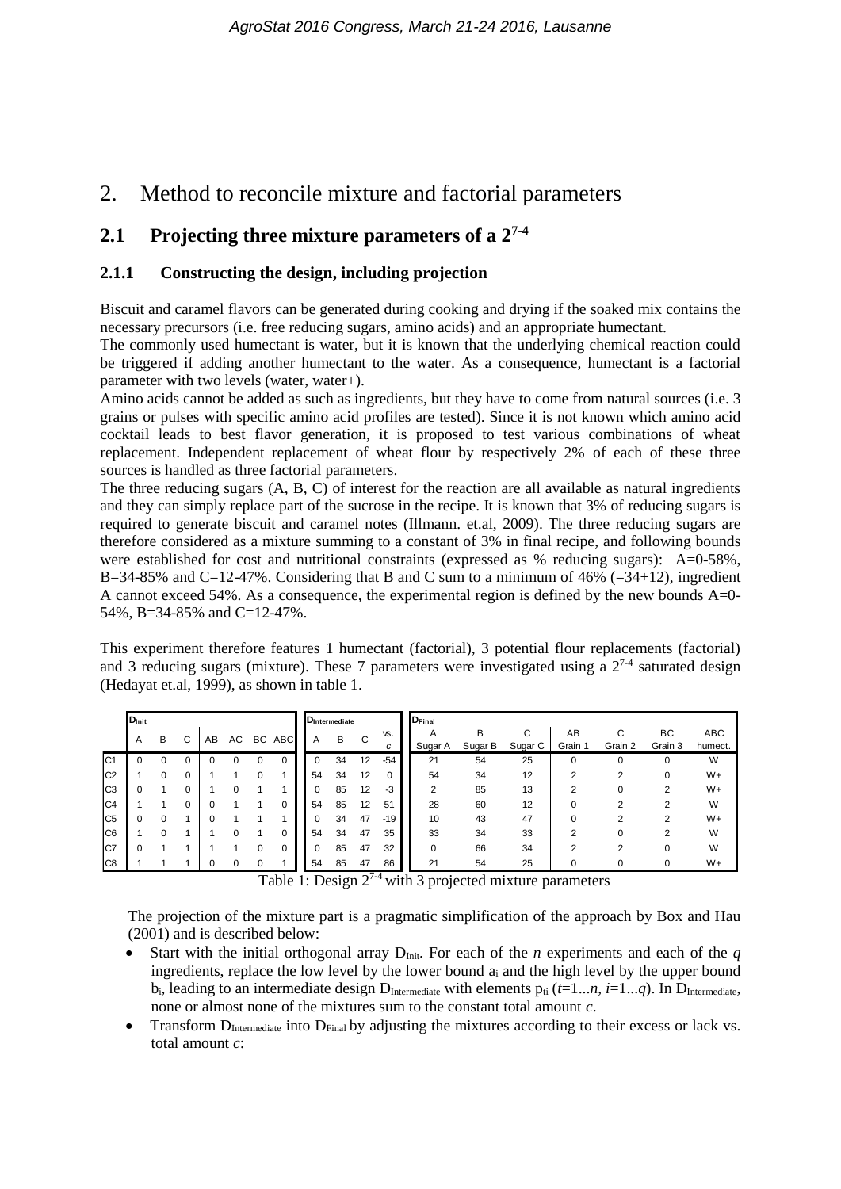## 2. Method to reconcile mixture and factorial parameters

### 2.1 Projecting three mixture parameters of a $2^{7-4}$

#### 2.1.1 Constructing the design, including projection

Biscuit and caramel flavors can be generated during cooking and drying if the soaked mix contains the necessary precursors (i.e. free reducing sugars, amino acids) and an appropriate humectant.
The commonly used humectant is water, but it is known that the underlying chemical reaction could be triggered if adding another humectant to the water. As a consequence, humectant is a factorial parameter with two levels (water, water+).
Amino acids cannot be added as such as ingredients, but they have to come from natural sources (i.e. 3 grains or pulses with specific amino acid profiles are tested). Since it is not known which amino acid cocktail leads to best flavor generation, it is proposed to test various combinations of wheat replacement. Independent replacement of wheat flour by respectively 2% of each of these three sources is handled as three factorial parameters.
The three reducing sugars (A, B, C) of interest for the reaction are all available as natural ingredients and they can simply replace part of the sucrose in the recipe. It is known that 3% of reducing sugars is required to generate biscuit and caramel notes (Illmann. et.al, 2009). The three reducing sugars are therefore considered as a mixture summing to a constant of 3% in final recipe, and following bounds were established for cost and nutritional constraints (expressed as % reducing sugars): A=0-58%, B=34-85% and C=12-47%. Considering that B and C sum to a minimum of 46% (=34+12), ingredient A cannot exceed 54%. As a consequence, the experimental region is defined by the new bounds A=0-54%, B=34-85% and C=12-47%.

This experiment therefore features 1 humectant (factorial), 3 potential flour replacements (factorial) and 3 reducing sugars (mixture). These 7 parameters were investigated using a $2^{7-4}$ saturated design (Hedayat et.al, 1999), as shown in table 1.

| | $D_{Init}$ | | | | | | | $D_{Intermediate}$ | | | | $D_{Final}$ | | | | | | |
|---|---|---|---|---|---|---|---|---|---|---|---|---|---|---|---|---|---|---|
| | A | B | C | AB | AC | BC | ABC | A | B | C | vs. c | A Sugar A | B Sugar B | C Sugar C | AB Grain 1 | C Grain 2 | BC Grain 3 | ABC humect. |
| C1 | 0 | 0 | 0 | 0 | 0 | 0 | 0 | 0 | 34 | 12 | -54 | 21 | 54 | 25 | 0 | 0 | 0 | W |
| C2 | 1 | 0 | 0 | 1 | 1 | 0 | 1 | 54 | 34 | 12 | 0 | 54 | 34 | 12 | 2 | 2 | 0 | W+ |
| C3 | 0 | 1 | 0 | 1 | 0 | 1 | 1 | 0 | 85 | 12 | -3 | 2 | 85 | 13 | 2 | 0 | 2 | W+ |
| C4 | 1 | 1 | 0 | 0 | 1 | 1 | 0 | 54 | 85 | 12 | 51 | 28 | 60 | 12 | 0 | 2 | 2 | W |
| C5 | 0 | 0 | 1 | 0 | 1 | 1 | 1 | 0 | 34 | 47 | -19 | 10 | 43 | 47 | 0 | 2 | 2 | W+ |
| C6 | 1 | 0 | 1 | 1 | 0 | 1 | 0 | 54 | 34 | 47 | 35 | 33 | 34 | 33 | 2 | 0 | 2 | W |
| C7 | 0 | 1 | 1 | 1 | 1 | 0 | 0 | 0 | 85 | 47 | 32 | 0 | 66 | 34 | 2 | 2 | 0 | W |
| C8 | 1 | 1 | 1 | 0 | 0 | 0 | 1 | 54 | 85 | 47 | 86 | 21 | 54 | 25 | 0 | 0 | 0 | W+ |

Table 1: Design $2^{7-4}$ with 3 projected mixture parameters

The projection of the mixture part is a pragmatic simplification of the approach by Box and Hau (2001) and is described below:

- Start with the initial orthogonal array $D_{Init}$. For each of the *n* experiments and each of the *q* ingredients, replace the low level by the lower bound $a_i$ and the high level by the upper bound $b_i$, leading to an intermediate design $D_{Intermediate}$ with elements $p_{ti}$ ($t=1...n$, $i=1...q$). In $D_{Intermediate}$, none or almost none of the mixtures sum to the constant total amount *c*.
- Transform $D_{Intermediate}$ into $D_{Final}$ by adjusting the mixtures according to their excess or lack vs. total amount *c*: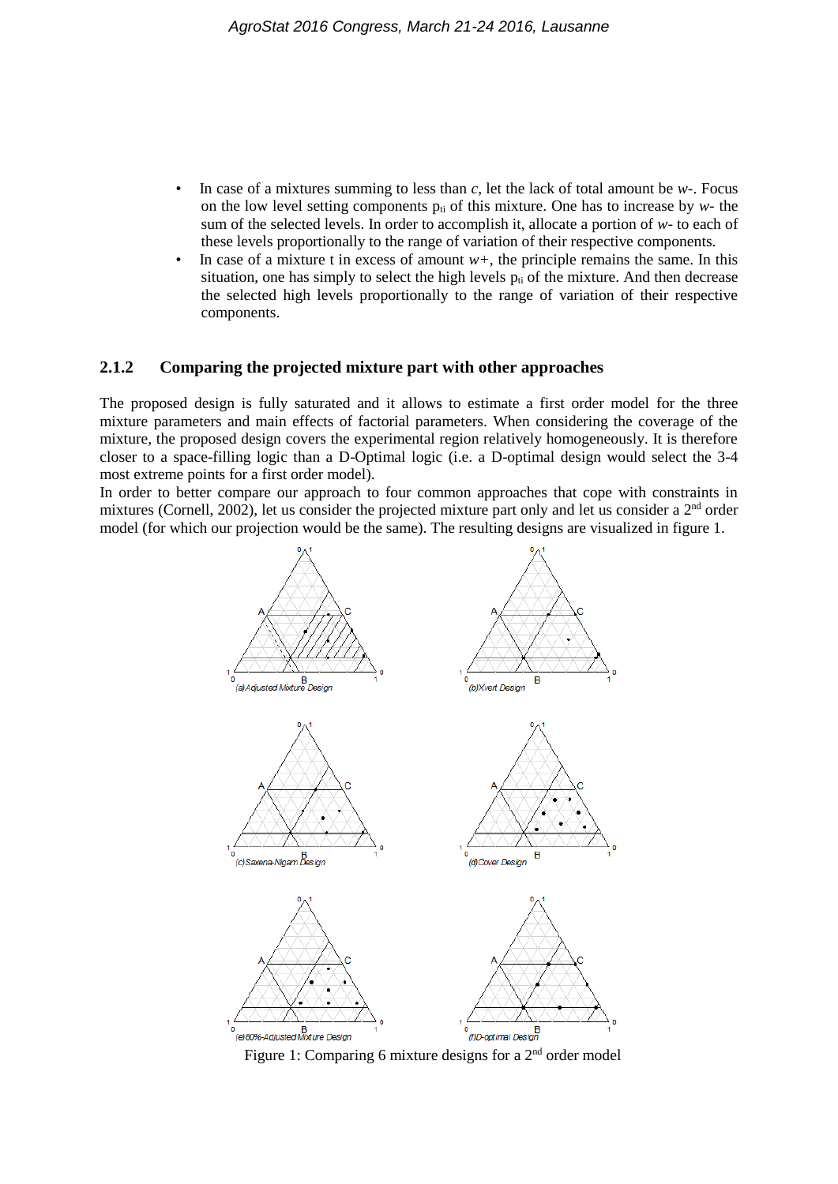- In case of a mixtures summing to less than *c*, let the lack of total amount be *w-*. Focus on the low level setting components $p_{ti}$ of this mixture. One has to increase by *w-* the sum of the selected levels. In order to accomplish it, allocate a portion of *w-* to each of these levels proportionally to the range of variation of their respective components.
- In case of a mixture t in excess of amount *w+*, the principle remains the same. In this situation, one has simply to select the high levels $p_{ti}$ of the mixture. And then decrease the selected high levels proportionally to the range of variation of their respective components.

### 2.1.2 Comparing the projected mixture part with other approaches

The proposed design is fully saturated and it allows to estimate a first order model for the three mixture parameters and main effects of factorial parameters. When considering the coverage of the mixture, the proposed design covers the experimental region relatively homogeneously. It is therefore closer to a space-filling logic than a D-Optimal logic (i.e. a D-optimal design would select the 3-4 most extreme points for a first order model).

In order to better compare our approach to four common approaches that cope with constraints in mixtures (Cornell, 2002), let us consider the projected mixture part only and let us consider a 2nd order model (for which our projection would be the same). The resulting designs are visualized in figure 1.

Figure 1: Comparing 6 mixture designs for a 2nd order model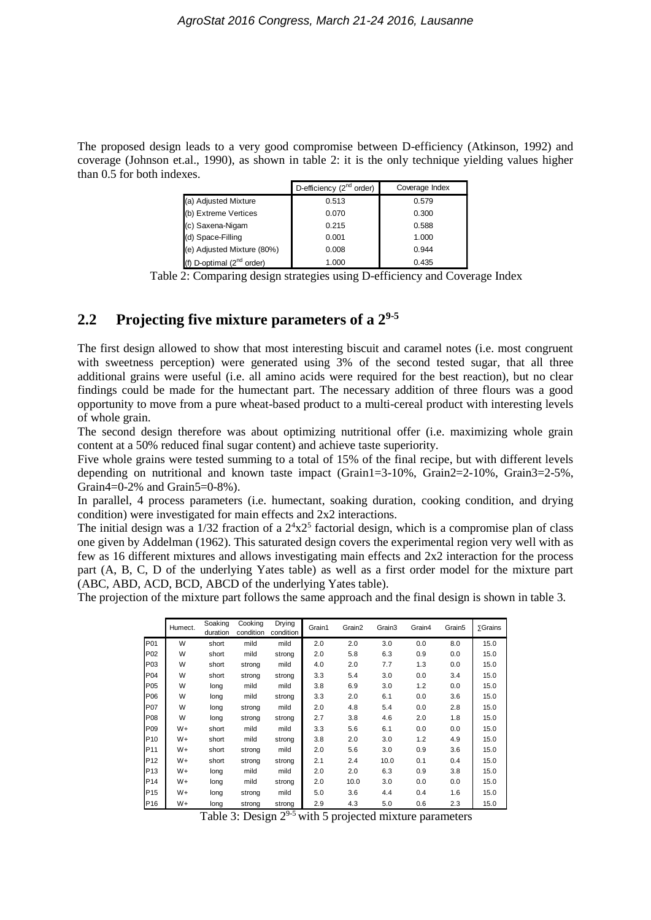The proposed design leads to a very good compromise between D-efficiency (Atkinson, 1992) and coverage (Johnson et.al., 1990), as shown in table 2: it is the only technique yielding values higher than 0.5 for both indexes.

| | D-efficiency (2nd order) | Coverage Index |
|---|---|---|
| (a) Adjusted Mixture | 0.513 | 0.579 |
| (b) Extreme Vertices | 0.070 | 0.300 |
| (c) Saxena-Nigam | 0.215 | 0.588 |
| (d) Space-Filling | 0.001 | 1.000 |
| (e) Adjusted Mixture (80%) | 0.008 | 0.944 |
| (f) D-optimal (2nd order) | 1.000 | 0.435 |

Table 2: Comparing design strategies using D-efficiency and Coverage Index

## 2.2 Projecting five mixture parameters of a $2^{9-5}$

The first design allowed to show that most interesting biscuit and caramel notes (i.e. most congruent with sweetness perception) were generated using 3% of the second tested sugar, that all three additional grains were useful (i.e. all amino acids were required for the best reaction), but no clear findings could be made for the humectant part. The necessary addition of three flours was a good opportunity to move from a pure wheat-based product to a multi-cereal product with interesting levels of whole grain.

The second design therefore was about optimizing nutritional offer (i.e. maximizing whole grain content at a 50% reduced final sugar content) and achieve taste superiority.

Five whole grains were tested summing to a total of 15% of the final recipe, but with different levels depending on nutritional and known taste impact (Grain1=3-10%, Grain2=2-10%, Grain3=2-5%, Grain4=0-2% and Grain5=0-8%).

In parallel, 4 process parameters (i.e. humectant, soaking duration, cooking condition, and drying condition) were investigated for main effects and 2x2 interactions.

The initial design was a 1/32 fraction of a $2^4$x$2^5$ factorial design, which is a compromise plan of class one given by Addelman (1962). This saturated design covers the experimental region very well with as few as 16 different mixtures and allows investigating main effects and 2x2 interaction for the process part (A, B, C, D of the underlying Yates table) as well as a first order model for the mixture part (ABC, ABD, ACD, BCD, ABCD of the underlying Yates table).

The projection of the mixture part follows the same approach and the final design is shown in table 3.

| | Humect. | Soaking duration | Cooking condition | Drying condition | Grain1 | Grain2 | Grain3 | Grain4 | Grain5 | ∑Grains |
|---|---|---|---|---|---|---|---|---|---|---|
| P01 | W | short | mild | mild | 2.0 | 2.0 | 3.0 | 0.0 | 8.0 | 15.0 |
| P02 | W | short | mild | strong | 2.0 | 5.8 | 6.3 | 0.9 | 0.0 | 15.0 |
| P03 | W | short | strong | mild | 4.0 | 2.0 | 7.7 | 1.3 | 0.0 | 15.0 |
| P04 | W | short | strong | strong | 3.3 | 5.4 | 3.0 | 0.0 | 3.4 | 15.0 |
| P05 | W | long | mild | mild | 3.8 | 6.9 | 3.0 | 1.2 | 0.0 | 15.0 |
| P06 | W | long | mild | strong | 3.3 | 2.0 | 6.1 | 0.0 | 3.6 | 15.0 |
| P07 | W | long | strong | mild | 2.0 | 4.8 | 5.4 | 0.0 | 2.8 | 15.0 |
| P08 | W | long | strong | strong | 2.7 | 3.8 | 4.6 | 2.0 | 1.8 | 15.0 |
| P09 | W+ | short | mild | mild | 3.3 | 5.6 | 6.1 | 0.0 | 0.0 | 15.0 |
| P10 | W+ | short | mild | strong | 3.8 | 2.0 | 3.0 | 1.2 | 4.9 | 15.0 |
| P11 | W+ | short | strong | mild | 2.0 | 5.6 | 3.0 | 0.9 | 3.6 | 15.0 |
| P12 | W+ | short | strong | strong | 2.1 | 2.4 | 10.0 | 0.1 | 0.4 | 15.0 |
| P13 | W+ | long | mild | mild | 2.0 | 2.0 | 6.3 | 0.9 | 3.8 | 15.0 |
| P14 | W+ | long | mild | strong | 2.0 | 10.0 | 3.0 | 0.0 | 0.0 | 15.0 |
| P15 | W+ | long | strong | mild | 5.0 | 3.6 | 4.4 | 0.4 | 1.6 | 15.0 |
| P16 | W+ | long | strong | strong | 2.9 | 4.3 | 5.0 | 0.6 | 2.3 | 15.0 |

Table 3: Design $2^{9-5}$ with 5 projected mixture parameters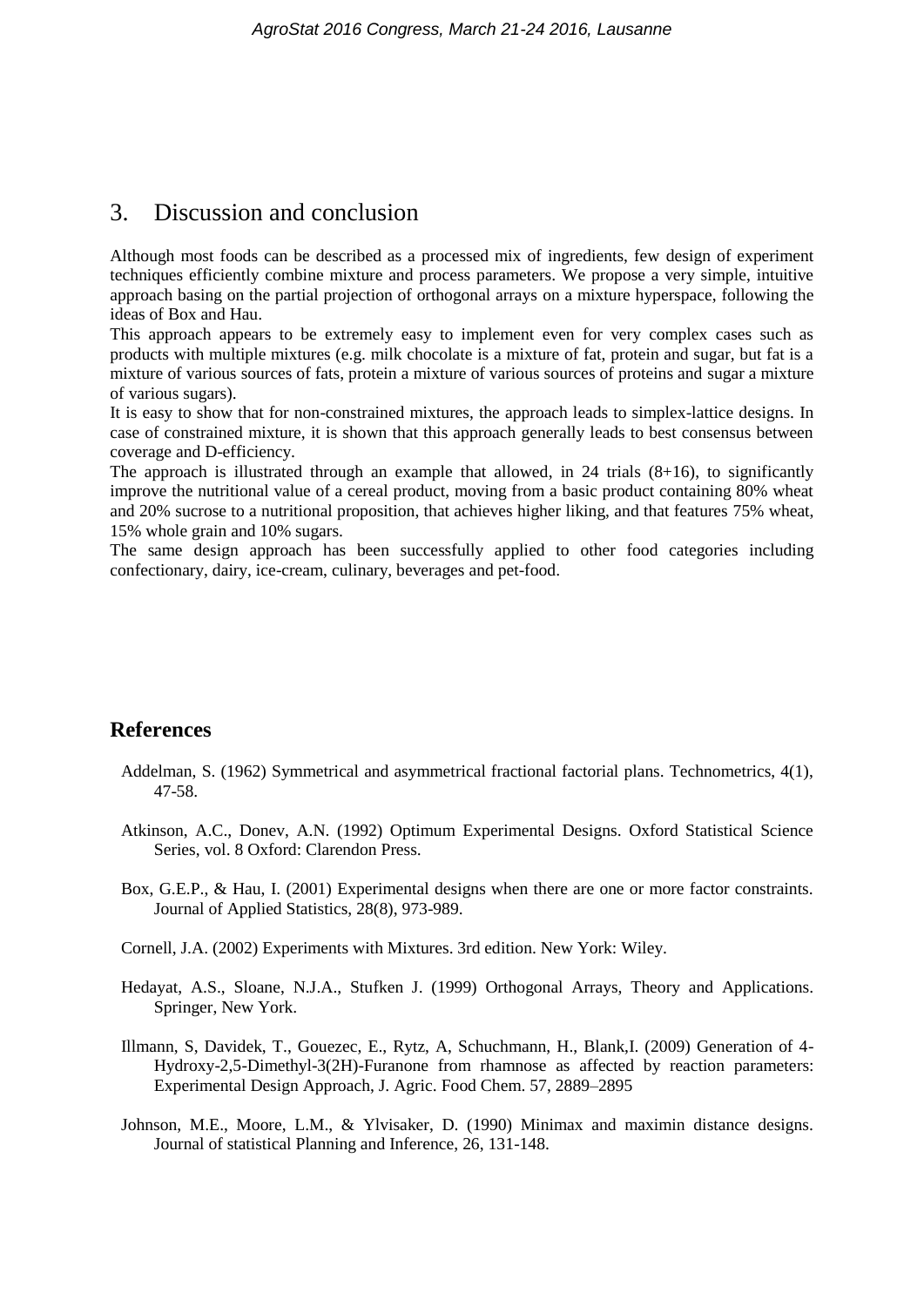# 3. Discussion and conclusion

Although most foods can be described as a processed mix of ingredients, few design of experiment techniques efficiently combine mixture and process parameters. We propose a very simple, intuitive approach basing on the partial projection of orthogonal arrays on a mixture hyperspace, following the ideas of Box and Hau.

This approach appears to be extremely easy to implement even for very complex cases such as products with multiple mixtures (e.g. milk chocolate is a mixture of fat, protein and sugar, but fat is a mixture of various sources of fats, protein a mixture of various sources of proteins and sugar a mixture of various sugars).

It is easy to show that for non-constrained mixtures, the approach leads to simplex-lattice designs. In case of constrained mixture, it is shown that this approach generally leads to best consensus between coverage and D-efficiency.

The approach is illustrated through an example that allowed, in 24 trials (8+16), to significantly improve the nutritional value of a cereal product, moving from a basic product containing 80% wheat and 20% sucrose to a nutritional proposition, that achieves higher liking, and that features 75% wheat, 15% whole grain and 10% sugars.

The same design approach has been successfully applied to other food categories including confectionary, dairy, ice-cream, culinary, beverages and pet-food.

## References

Addelman, S. (1962) Symmetrical and asymmetrical fractional factorial plans. Technometrics, 4(1), 47-58.

Atkinson, A.C., Donev, A.N. (1992) Optimum Experimental Designs. Oxford Statistical Science Series, vol. 8 Oxford: Clarendon Press.

Box, G.E.P., & Hau, I. (2001) Experimental designs when there are one or more factor constraints. Journal of Applied Statistics, 28(8), 973-989.

Cornell, J.A. (2002) Experiments with Mixtures. 3rd edition. New York: Wiley.

Hedayat, A.S., Sloane, N.J.A., Stufken J. (1999) Orthogonal Arrays, Theory and Applications. Springer, New York.

Illmann, S, Davidek, T., Gouezec, E., Rytz, A, Schuchmann, H., Blank,I. (2009) Generation of 4-Hydroxy-2,5-Dimethyl-3(2H)-Furanone from rhamnose as affected by reaction parameters: Experimental Design Approach, J. Agric. Food Chem. 57, 2889–2895

Johnson, M.E., Moore, L.M., & Ylvisaker, D. (1990) Minimax and maximin distance designs. Journal of statistical Planning and Inference, 26, 131-148.